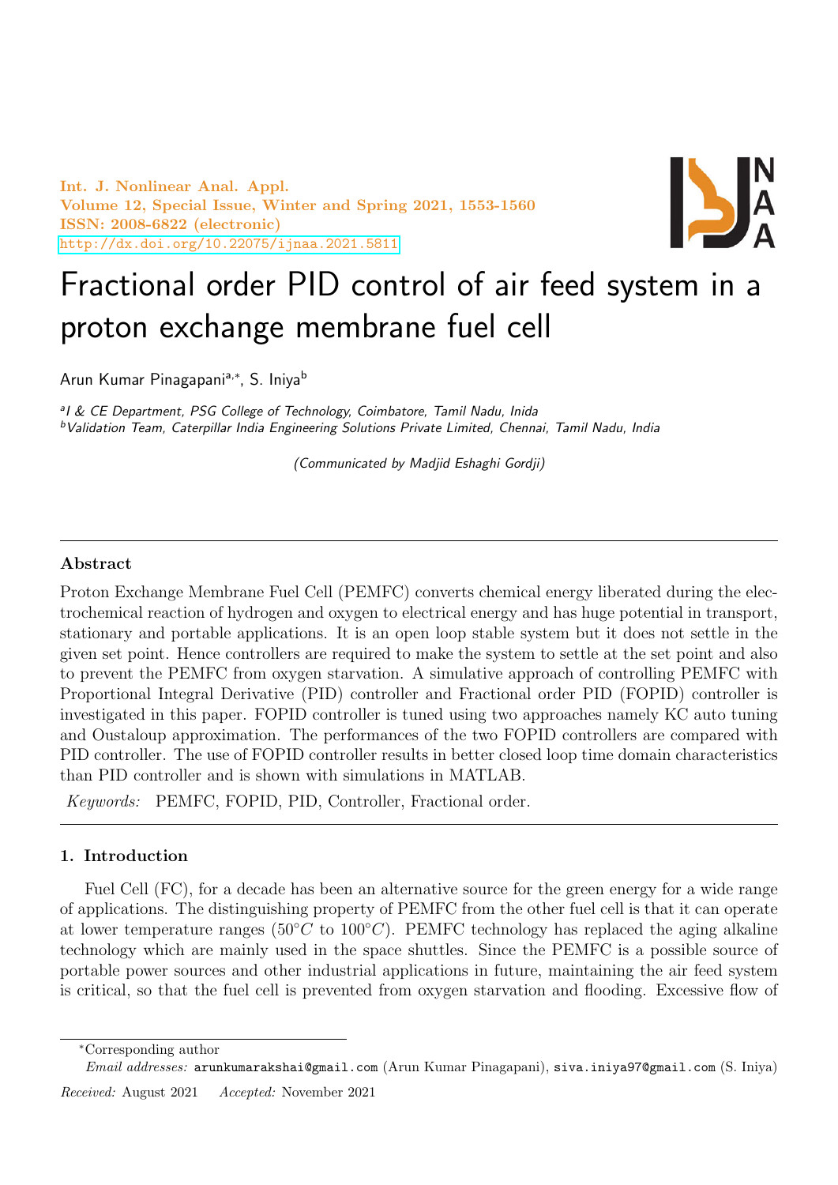Int. J. Nonlinear Anal. Appl.
Volume 12, Special Issue, Winter and Spring 2021, 1553-1560
ISSN: 2008-6822 (electronic)
http://dx.doi.org/10.22075/ijnaa.2021.5811

# Fractional order PID control of air feed system in a proton exchange membrane fuel cell

Arun Kumar Pinagapani[a,*], S. Iniya[b]

[a] I & CE Department, PSG College of Technology, Coimbatore, Tamil Nadu, Inida
[b] Validation Team, Caterpillar India Engineering Solutions Private Limited, Chennai, Tamil Nadu, India

*(Communicated by Madjid Eshaghi Gordji)*

---

## Abstract

Proton Exchange Membrane Fuel Cell (PEMFC) converts chemical energy liberated during the electrochemical reaction of hydrogen and oxygen to electrical energy and has huge potential in transport, stationary and portable applications. It is an open loop stable system but it does not settle in the given set point. Hence controllers are required to make the system to settle at the set point and also to prevent the PEMFC from oxygen starvation. A simulative approach of controlling PEMFC with Proportional Integral Derivative (PID) controller and Fractional order PID (FOPID) controller is investigated in this paper. FOPID controller is tuned using two approaches namely KC auto tuning and Oustaloup approximation. The performances of the two FOPID controllers are compared with PID controller. The use of FOPID controller results in better closed loop time domain characteristics than PID controller and is shown with simulations in MATLAB.

*Keywords:* PEMFC, FOPID, PID, Controller, Fractional order.

---

## 1. Introduction

Fuel Cell (FC), for a decade has been an alternative source for the green energy for a wide range of applications. The distinguishing property of PEMFC from the other fuel cell is that it can operate at lower temperature ranges ($50^{\circ}C$ to $100^{\circ}C$). PEMFC technology has replaced the aging alkaline technology which are mainly used in the space shuttles. Since the PEMFC is a possible source of portable power sources and other industrial applications in future, maintaining the air feed system is critical, so that the fuel cell is prevented from oxygen starvation and flooding. Excessive flow of

---

*Corresponding author

*Email addresses:* arunkumarakshai@gmail.com (Arun Kumar Pinagapani), siva.iniya97@gmail.com (S. Iniya)

*Received:* August 2021 *Accepted:* November 2021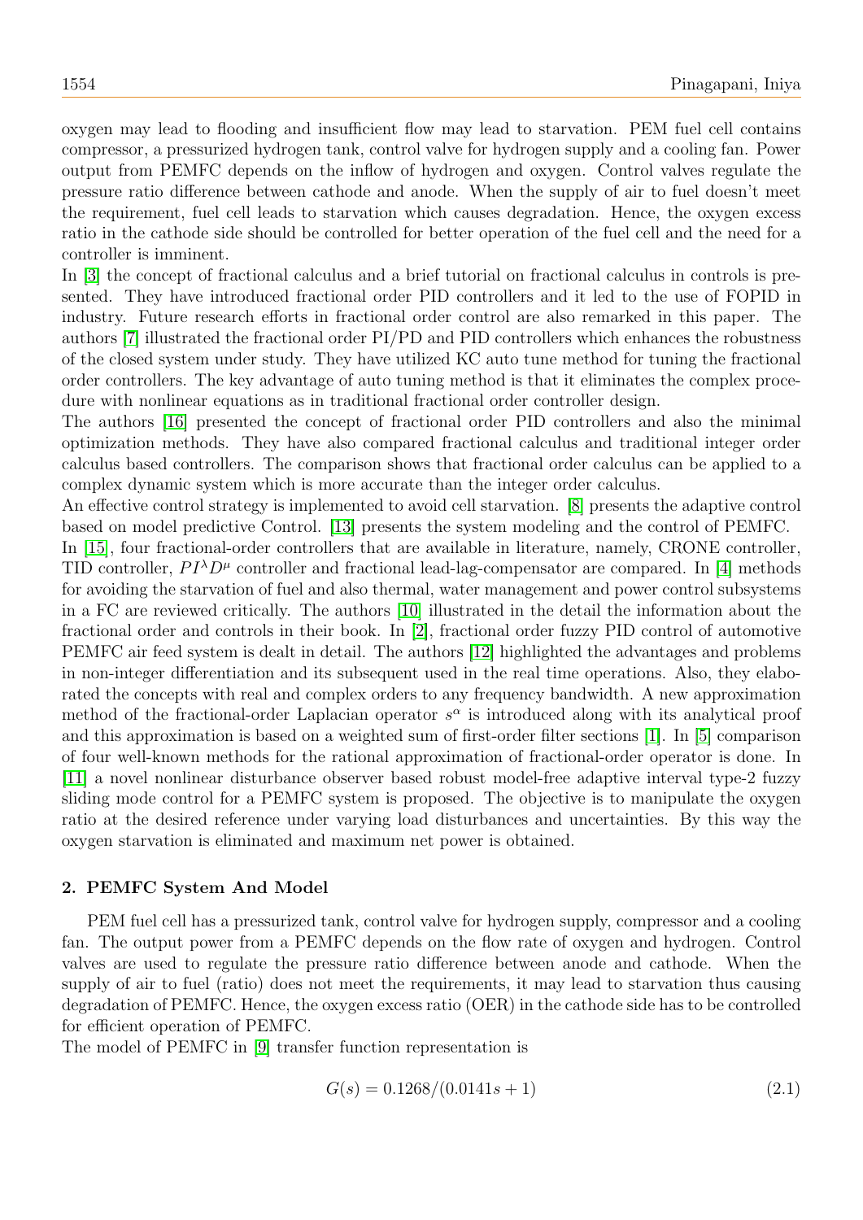oxygen may lead to flooding and insufficient flow may lead to starvation. PEM fuel cell contains compressor, a pressurized hydrogen tank, control valve for hydrogen supply and a cooling fan. Power output from PEMFC depends on the inflow of hydrogen and oxygen. Control valves regulate the pressure ratio difference between cathode and anode. When the supply of air to fuel doesn't meet the requirement, fuel cell leads to starvation which causes degradation. Hence, the oxygen excess ratio in the cathode side should be controlled for better operation of the fuel cell and the need for a controller is imminent.

In [3] the concept of fractional calculus and a brief tutorial on fractional calculus in controls is presented. They have introduced fractional order PID controllers and it led to the use of FOPID in industry. Future research efforts in fractional order control are also remarked in this paper. The authors [7] illustrated the fractional order PI/PD and PID controllers which enhances the robustness of the closed system under study. They have utilized KC auto tune method for tuning the fractional order controllers. The key advantage of auto tuning method is that it eliminates the complex procedure with nonlinear equations as in traditional fractional order controller design.

The authors [16] presented the concept of fractional order PID controllers and also the minimal optimization methods. They have also compared fractional calculus and traditional integer order calculus based controllers. The comparison shows that fractional order calculus can be applied to a complex dynamic system which is more accurate than the integer order calculus.

An effective control strategy is implemented to avoid cell starvation. [8] presents the adaptive control based on model predictive Control. [13] presents the system modeling and the control of PEMFC.

In [15], four fractional-order controllers that are available in literature, namely, CRONE controller, TID controller, $PI^{\lambda}D^{\mu}$ controller and fractional lead-lag-compensator are compared. In [4] methods for avoiding the starvation of fuel and also thermal, water management and power control subsystems in a FC are reviewed critically. The authors [10] illustrated in the detail the information about the fractional order and controls in their book. In [2], fractional order fuzzy PID control of automotive PEMFC air feed system is dealt in detail. The authors [12] highlighted the advantages and problems in non-integer differentiation and its subsequent used in the real time operations. Also, they elaborated the concepts with real and complex orders to any frequency bandwidth. A new approximation method of the fractional-order Laplacian operator $s^{\alpha}$ is introduced along with its analytical proof and this approximation is based on a weighted sum of first-order filter sections [1]. In [5] comparison of four well-known methods for the rational approximation of fractional-order operator is done. In [11] a novel nonlinear disturbance observer based robust model-free adaptive interval type-2 fuzzy sliding mode control for a PEMFC system is proposed. The objective is to manipulate the oxygen ratio at the desired reference under varying load disturbances and uncertainties. By this way the oxygen starvation is eliminated and maximum net power is obtained.

## 2. PEMFC System And Model

PEM fuel cell has a pressurized tank, control valve for hydrogen supply, compressor and a cooling fan. The output power from a PEMFC depends on the flow rate of oxygen and hydrogen. Control valves are used to regulate the pressure ratio difference between anode and cathode. When the supply of air to fuel (ratio) does not meet the requirements, it may lead to starvation thus causing degradation of PEMFC. Hence, the oxygen excess ratio (OER) in the cathode side has to be controlled for efficient operation of PEMFC.

The model of PEMFC in [9] transfer function representation is

$$G(s) = 0.1268/(0.0141s + 1) \tag{2.1}$$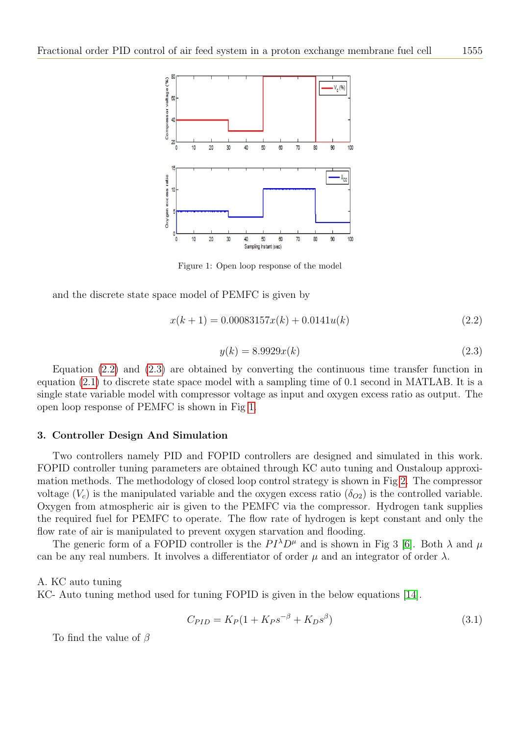Figure 1: Open loop response of the model

and the discrete state space model of PEMFC is given by

$$x(k+1) = 0.00083157x(k) + 0.0141u(k) \tag{2.2}$$

$$y(k) = 8.9929x(k) \tag{2.3}$$

Equation (2.2) and (2.3) are obtained by converting the continuous time transfer function in equation (2.1) to discrete state space model with a sampling time of 0.1 second in MATLAB. It is a single state variable model with compressor voltage as input and oxygen excess ratio as output. The open loop response of PEMFC is shown in Fig 1.

## 3. Controller Design And Simulation

Two controllers namely PID and FOPID controllers are designed and simulated in this work. FOPID controller tuning parameters are obtained through KC auto tuning and Oustaloup approximation methods. The methodology of closed loop control strategy is shown in Fig 2. The compressor voltage ($V_c$) is the manipulated variable and the oxygen excess ratio ($\delta_{O2}$) is the controlled variable. Oxygen from atmospheric air is given to the PEMFC via the compressor. Hydrogen tank supplies the required fuel for PEMFC to operate. The flow rate of hydrogen is kept constant and only the flow rate of air is manipulated to prevent oxygen starvation and flooding.

The generic form of a FOPID controller is the $PI^{\lambda}D^{\mu}$ and is shown in Fig 3 [6]. Both $\lambda$ and $\mu$ can be any real numbers. It involves a differentiator of order $\mu$ and an integrator of order $\lambda$.

A. KC auto tuning

KC- Auto tuning method used for tuning FOPID is given in the below equations [14].

$$C_{PID} = K_P(1 + K_P s^{-\beta} + K_D s^{\beta}) \tag{3.1}$$

To find the value of $\beta$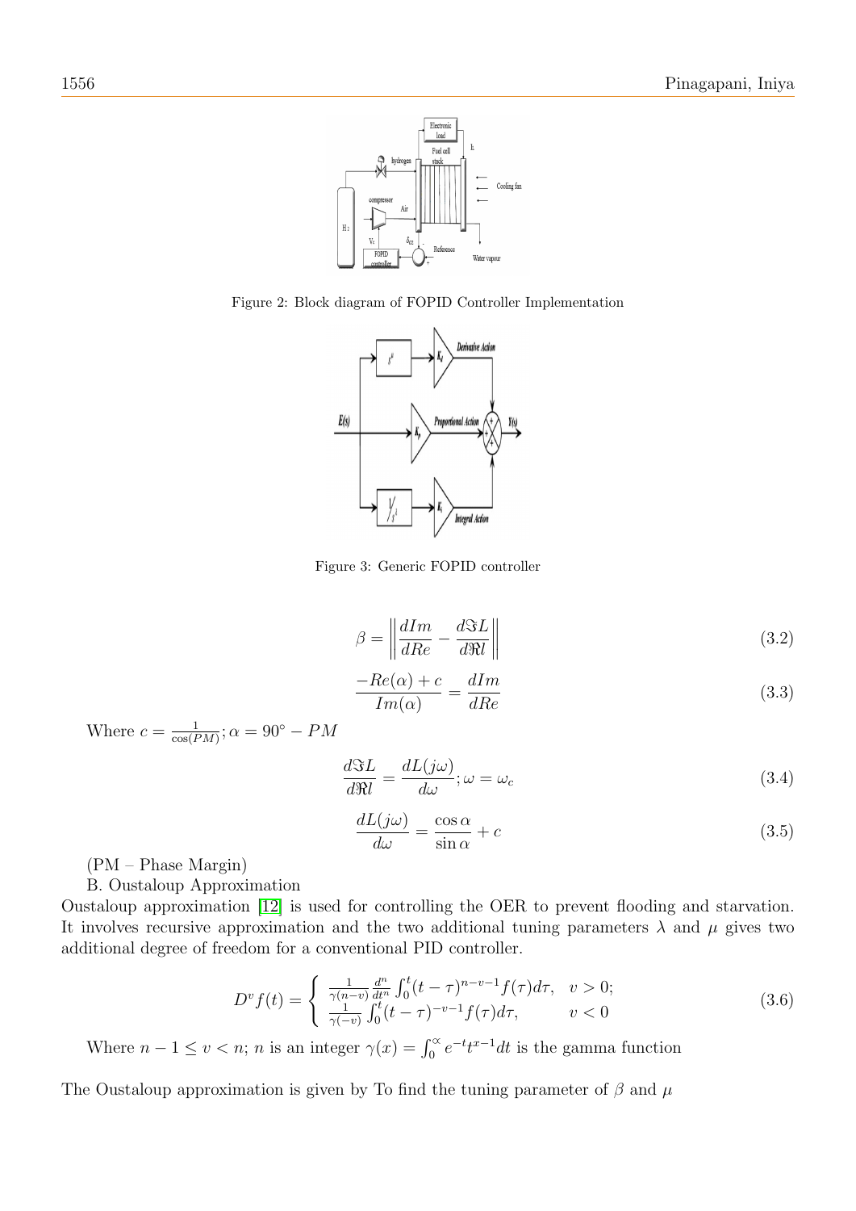Figure 2: Block diagram of FOPID Controller Implementation

Figure 3: Generic FOPID controller

$$\beta = \left\| \frac{dIm}{dRe} - \frac{d\Im L}{d\Re l} \right\| \tag{3.2}$$

$$\frac{-Re(\alpha) + c}{Im(\alpha)} = \frac{dIm}{dRe} \tag{3.3}$$

Where $c = \frac{1}{\cos(PM)}; \alpha = 90^\circ - PM$

$$\frac{d\Im L}{d\Re l} = \frac{dL(j\omega)}{d\omega}; \omega = \omega_c \tag{3.4}$$

$$\frac{dL(j\omega)}{d\omega} = \frac{\cos\alpha}{\sin\alpha} + c \tag{3.5}$$

(PM – Phase Margin)

B. Oustaloup Approximation

Oustaloup approximation [12] is used for controlling the OER to prevent flooding and starvation. It involves recursive approximation and the two additional tuning parameters $\lambda$ and $\mu$ gives two additional degree of freedom for a conventional PID controller.

$$D^v f(t) = \begin{cases} \frac{1}{\gamma(n-v)} \frac{d^n}{dt^n} \int_0^t (t-\tau)^{n-v-1} f(\tau) d\tau, & v > 0; \\ \frac{1}{\gamma(-v)} \int_0^t (t-\tau)^{-v-1} f(\tau) d\tau, & v < 0 \end{cases} \tag{3.6}$$

Where $n - 1 \leq v < n$; $n$ is an integer $\gamma(x) = \int_0^\infty e^{-t} t^{x-1} dt$ is the gamma function

The Oustaloup approximation is given by To find the tuning parameter of $\beta$ and $\mu$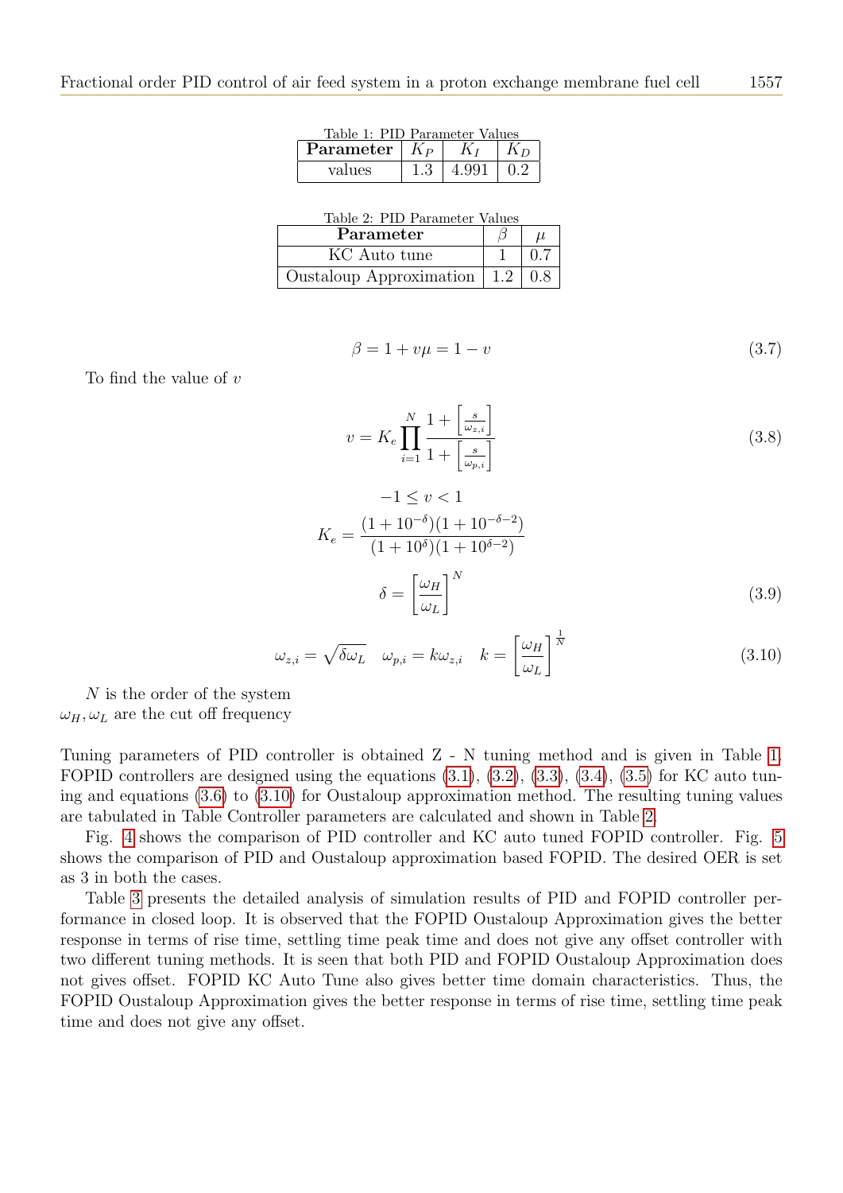Table 1: PID Parameter Values

| Parameter | $K_P$ | $K_I$ | $K_D$ |
|---|---|---|---|
| values | 1.3 | 4.991 | 0.2 |

Table 2: PID Parameter Values

| Parameter | $\beta$ | $\mu$ |
|---|---|---|
| KC Auto tune | 1 | 0.7 |
| Oustaloup Approximation | 1.2 | 0.8 |

$$\beta = 1 + v\mu = 1 - v \tag{3.7}$$

To find the value of $v$

$$v = K_e \prod_{i=1}^{N} \frac{1 + \left[\frac{s}{\omega_{z,i}}\right]}{1 + \left[\frac{s}{\omega_{p,i}}\right]} \tag{3.8}$$

$$-1 \leq v < 1$$

$$K_e = \frac{(1 + 10^{-\delta})(1 + 10^{-\delta - 2})}{(1 + 10^{\delta})(1 + 10^{\delta - 2})}$$

$$\delta = \left[\frac{\omega_H}{\omega_L}\right]^N \tag{3.9}$$

$$\omega_{z,i} = \sqrt{\delta \omega_L} \quad \omega_{p,i} = k\omega_{z,i} \quad k = \left[\frac{\omega_H}{\omega_L}\right]^{\frac{1}{N}} \tag{3.10}$$

$N$ is the order of the system
$\omega_H, \omega_L$ are the cut off frequency

Tuning parameters of PID controller is obtained Z - N tuning method and is given in Table 1. FOPID controllers are designed using the equations (3.1), (3.2), (3.3), (3.4), (3.5) for KC auto tuning and equations (3.6) to (3.10) for Oustaloup approximation method. The resulting tuning values are tabulated in Table Controller parameters are calculated and shown in Table 2.

Fig. 4 shows the comparison of PID controller and KC auto tuned FOPID controller. Fig. 5 shows the comparison of PID and Oustaloup approximation based FOPID. The desired OER is set as 3 in both the cases.

Table 3 presents the detailed analysis of simulation results of PID and FOPID controller performance in closed loop. It is observed that the FOPID Oustaloup Approximation gives the better response in terms of rise time, settling time peak time and does not give any offset controller with two different tuning methods. It is seen that both PID and FOPID Oustaloup Approximation does not gives offset. FOPID KC Auto Tune also gives better time domain characteristics. Thus, the FOPID Oustaloup Approximation gives the better response in terms of rise time, settling time peak time and does not give any offset.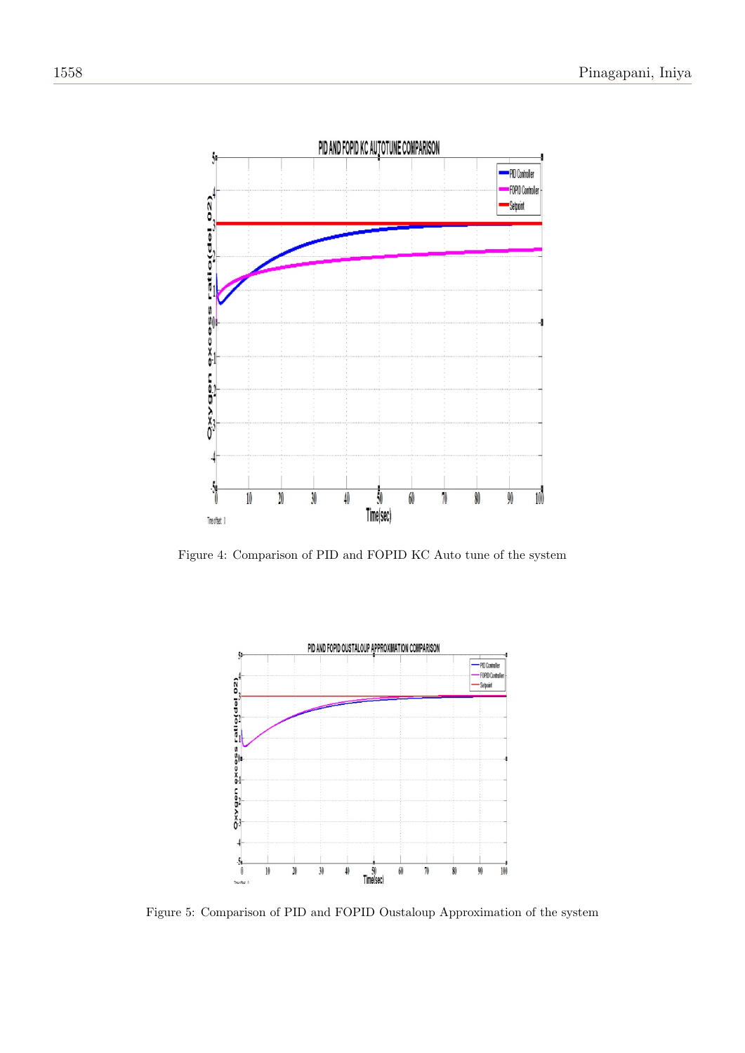Figure 4: Comparison of PID and FOPID KC Auto tune of the system

Figure 5: Comparison of PID and FOPID Oustaloup Approximation of the system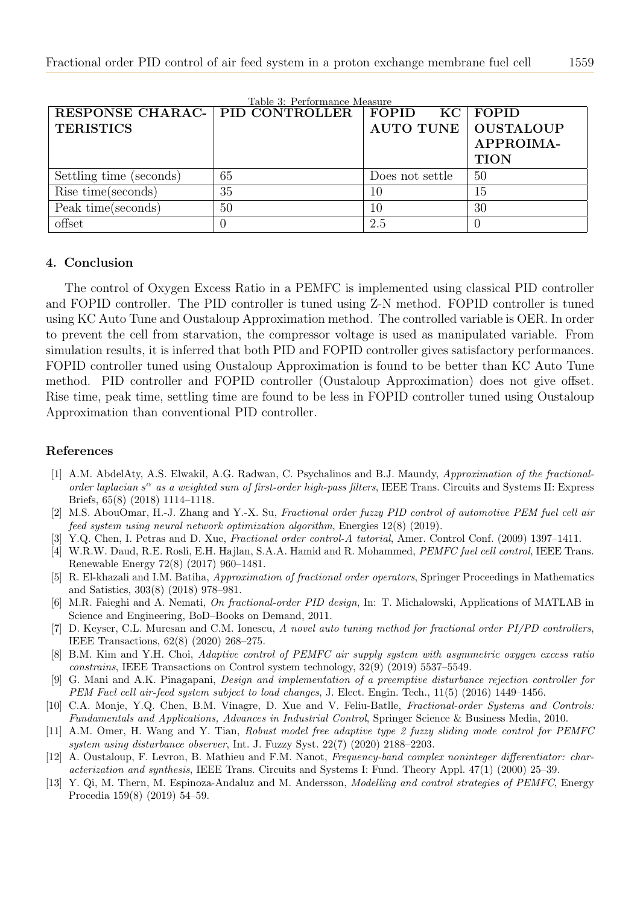Table 3: Performance Measure

| RESPONSE CHARACTERISTICS | PID CONTROLLER | FOPID KC AUTO TUNE | FOPID OUSTALOUP APPROIMATION |
|---|---|---|---|
| Settling time (seconds) | 65 | Does not settle | 50 |
| Rise time(seconds) | 35 | 10 | 15 |
| Peak time(seconds) | 50 | 10 | 30 |
| offset | 0 | 2.5 | 0 |

## 4. Conclusion

The control of Oxygen Excess Ratio in a PEMFC is implemented using classical PID controller and FOPID controller. The PID controller is tuned using Z-N method. FOPID controller is tuned using KC Auto Tune and Oustaloup Approximation method. The controlled variable is OER. In order to prevent the cell from starvation, the compressor voltage is used as manipulated variable. From simulation results, it is inferred that both PID and FOPID controller gives satisfactory performances. FOPID controller tuned using Oustaloup Approximation is found to be better than KC Auto Tune method. PID controller and FOPID controller (Oustaloup Approximation) does not give offset. Rise time, peak time, settling time are found to be less in FOPID controller tuned using Oustaloup Approximation than conventional PID controller.

## References

[1] A.M. AbdelAty, A.S. Elwakil, A.G. Radwan, C. Psychalinos and B.J. Maundy, *Approximation of the fractional-order laplacian $s^{\alpha}$ as a weighted sum of first-order high-pass filters*, IEEE Trans. Circuits and Systems II: Express Briefs, 65(8) (2018) 1114–1118.

[2] M.S. AbouOmar, H.-J. Zhang and Y.-X. Su, *Fractional order fuzzy PID control of automotive PEM fuel cell air feed system using neural network optimization algorithm*, Energies 12(8) (2019).

[3] Y.Q. Chen, I. Petras and D. Xue, *Fractional order control-A tutorial*, Amer. Control Conf. (2009) 1397–1411.

[4] W.R.W. Daud, R.E. Rosli, E.H. Hajlan, S.A.A. Hamid and R. Mohammed, *PEMFC fuel cell control*, IEEE Trans. Renewable Energy 72(8) (2017) 960–1481.

[5] R. El-khazali and I.M. Batiha, *Approximation of fractional order operators*, Springer Proceedings in Mathematics and Satistics, 303(8) (2018) 978–981.

[6] M.R. Faieghi and A. Nemati, *On fractional-order PID design*, In: T. Michalowski, Applications of MATLAB in Science and Engineering, BoD–Books on Demand, 2011.

[7] D. Keyser, C.L. Muresan and C.M. Ionescu, *A novel auto tuning method for fractional order PI/PD controllers*, IEEE Transactions, 62(8) (2020) 268–275.

[8] B.M. Kim and Y.H. Choi, *Adaptive control of PEMFC air supply system with asymmetric oxygen excess ratio constrains*, IEEE Transactions on Control system technology, 32(9) (2019) 5537–5549.

[9] G. Mani and A.K. Pinagapani, *Design and implementation of a preemptive disturbance rejection controller for PEM Fuel cell air-feed system subject to load changes*, J. Elect. Engin. Tech., 11(5) (2016) 1449–1456.

[10] C.A. Monje, Y.Q. Chen, B.M. Vinagre, D. Xue and V. Feliu-Batlle, *Fractional-order Systems and Controls: Fundamentals and Applications, Advances in Industrial Control*, Springer Science & Business Media, 2010.

[11] A.M. Omer, H. Wang and Y. Tian, *Robust model free adaptive type 2 fuzzy sliding mode control for PEMFC system using disturbance observer*, Int. J. Fuzzy Syst. 22(7) (2020) 2188–2203.

[12] A. Oustaloup, F. Levron, B. Mathieu and F.M. Nanot, *Frequency-band complex noninteger differentiator: characterization and synthesis*, IEEE Trans. Circuits and Systems I: Fund. Theory Appl. 47(1) (2000) 25–39.

[13] Y. Qi, M. Thern, M. Espinoza-Andaluz and M. Andersson, *Modelling and control strategies of PEMFC*, Energy Procedia 159(8) (2019) 54–59.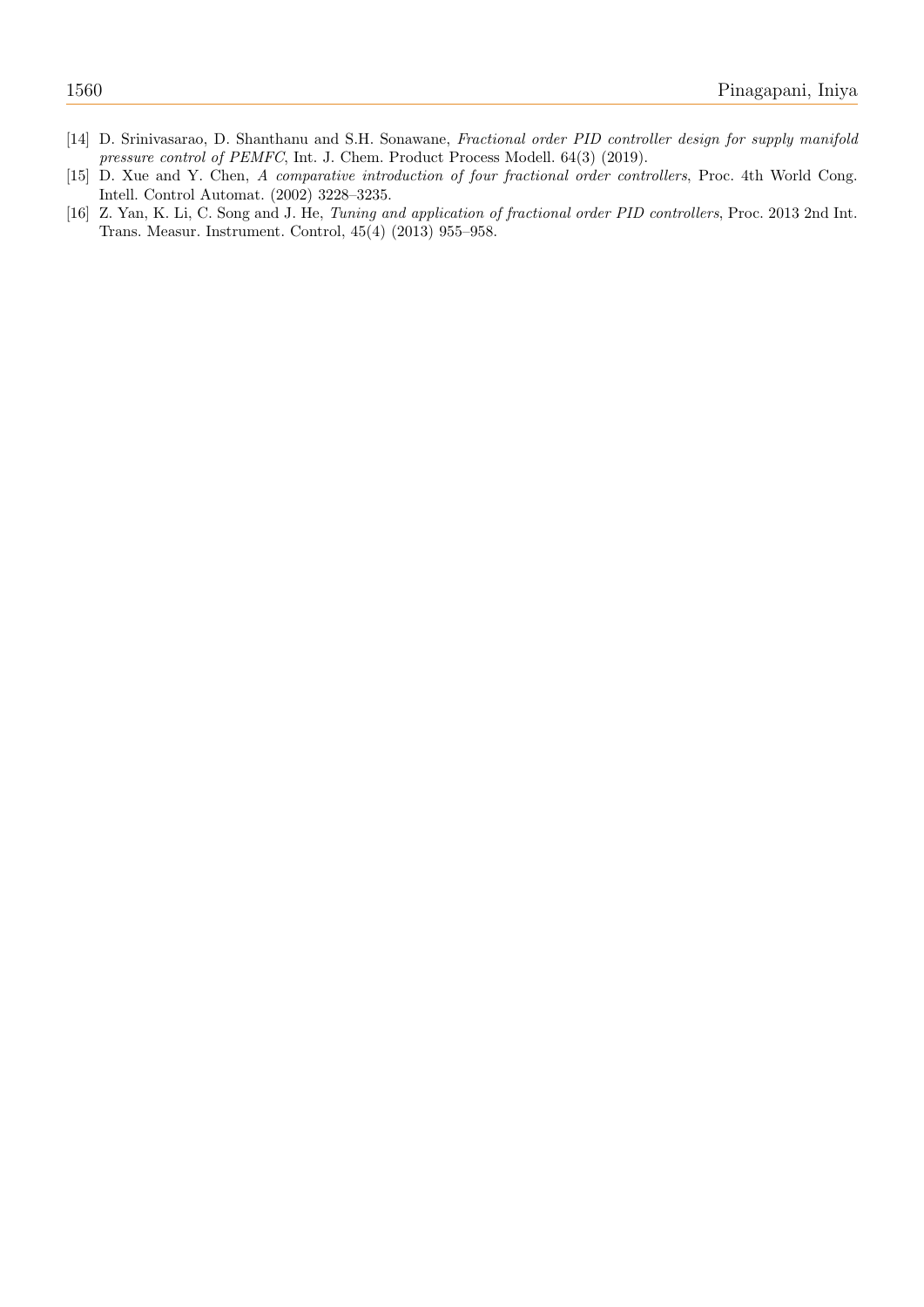[14] D. Srinivasarao, D. Shanthanu and S.H. Sonawane, *Fractional order PID controller design for supply manifold pressure control of PEMFC*, Int. J. Chem. Product Process Modell. 64(3) (2019).

[15] D. Xue and Y. Chen, *A comparative introduction of four fractional order controllers*, Proc. 4th World Cong. Intell. Control Automat. (2002) 3228–3235.

[16] Z. Yan, K. Li, C. Song and J. He, *Tuning and application of fractional order PID controllers*, Proc. 2013 2nd Int. Trans. Measur. Instrument. Control, 45(4) (2013) 955–958.